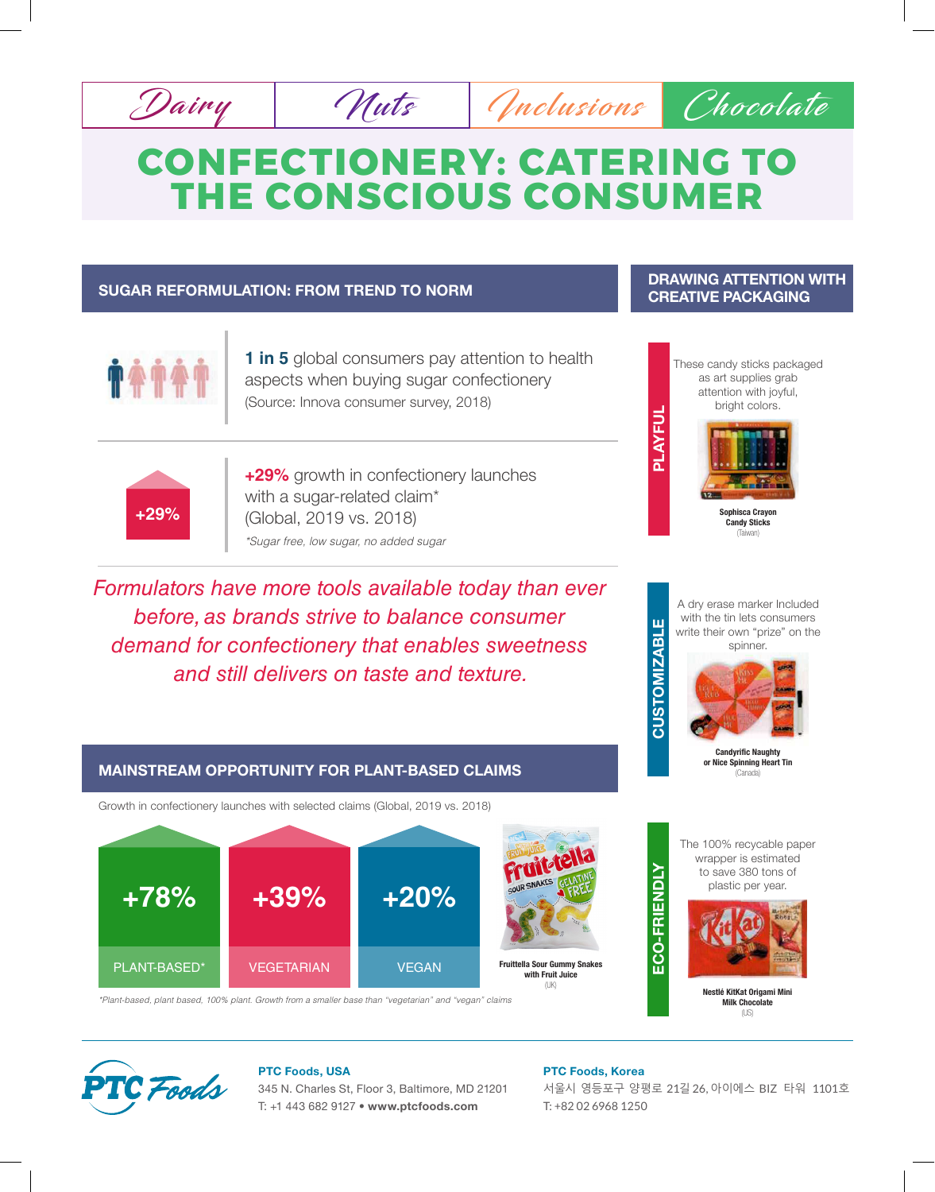Dairy | Nuts | Inclusions | Chocolate

# CONFECTIONERY: CATERING TO THE CONSCIOUS CONSUMER

## SUGAR REFORMULATION: FROM TREND TO NORM

**1 in 5** global consumers pay attention to health aspects when buying sugar confectionery
(Source: Innova consumer survey, 2018)

+29%

**+29%** growth in confectionery launches with a sugar-related claim*
(Global, 2019 vs. 2018)

*\*Sugar free, low sugar, no added sugar*

*Formulators have more tools available today than ever before, as brands strive to balance consumer demand for confectionery that enables sweetness and still delivers on taste and texture.*

## MAINSTREAM OPPORTUNITY FOR PLANT-BASED CLAIMS

Growth in confectionery launches with selected claims (Global, 2019 vs. 2018)

| PLANT-BASED* | VEGETARIAN | VEGAN |
|---|---|---|
| +78% | +39% | +20% |

**Fruittella Sour Gummy Snakes with Fruit Juice**
(UK)

*\*Plant-based, plant based, 100% plant. Growth from a smaller base than "vegetarian" and "vegan" claims*

## DRAWING ATTENTION WITH CREATIVE PACKAGING

### PLAYFUL

These candy sticks packaged as art supplies grab attention with joyful, bright colors.

**Sophisca Crayon Candy Sticks**
(Taiwan)

### CUSTOMIZABLE

A dry erase marker Included with the tin lets consumers write their own "prize" on the spinner.

**Candyrific Naughty or Nice Spinning Heart Tin**
(Canada)

### ECO-FRIENDLY

The 100% recyclable paper wrapper is estimated to save 380 tons of plastic per year.

**Nestlé KitKat Origami Mini Milk Chocolate**
(US)

---

PTC Foods

**PTC Foods, USA**
345 N. Charles St, Floor 3, Baltimore, MD 21201
T: +1 443 682 9127 • **www.ptcfoods.com**

**PTC Foods, Korea**
서울시 영등포구 양평로 21길 26, 아이에스 BIZ 타워 1101호
T: +82 02 6968 1250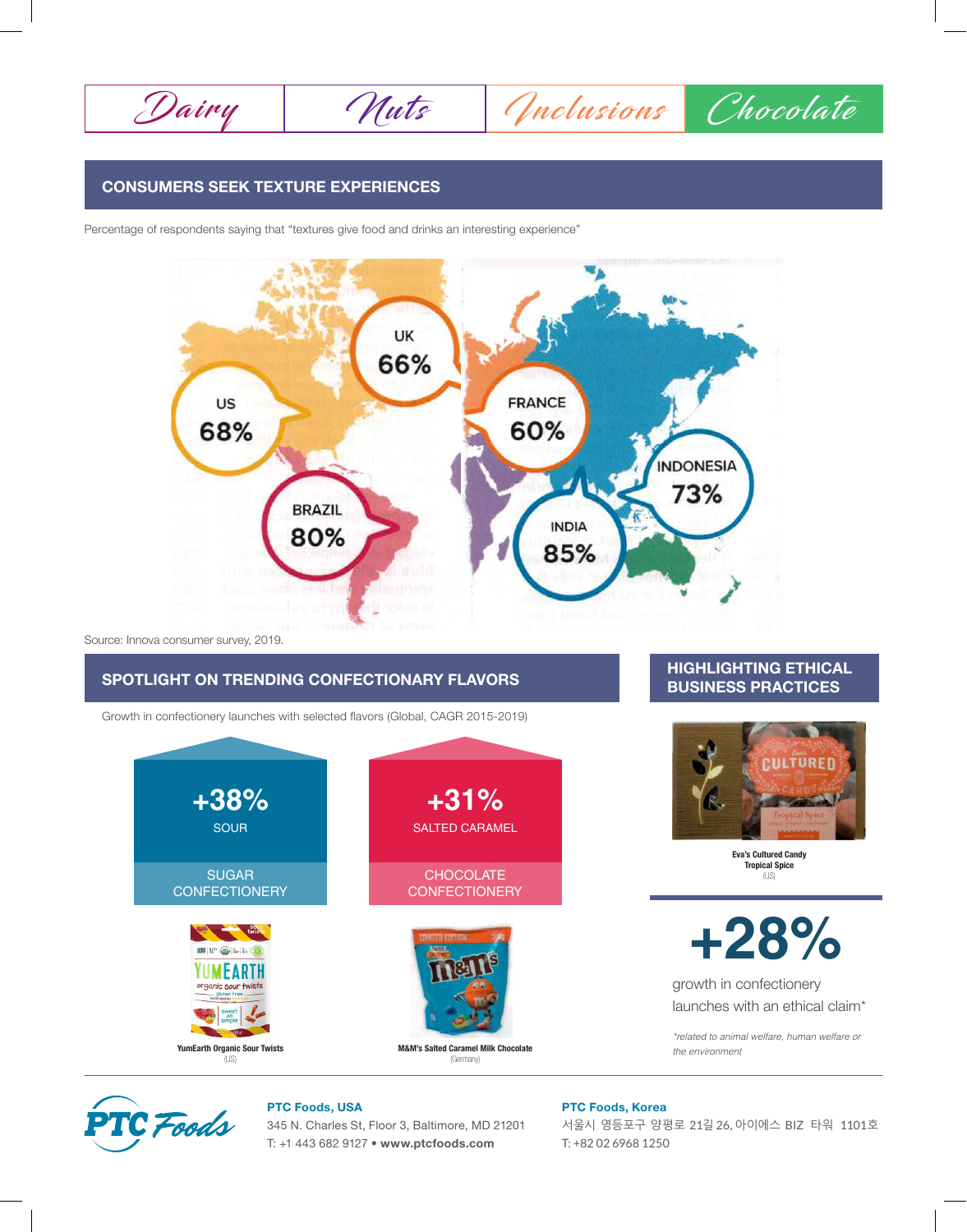Dairy | Nuts | Inclusions | Chocolate

## CONSUMERS SEEK TEXTURE EXPERIENCES

Percentage of respondents saying that "textures give food and drinks an interesting experience"

US
68%

UK
66%

FRANCE
60%

BRAZIL
80%

INDIA
85%

INDONESIA
73%

Source: Innova consumer survey, 2019.

## SPOTLIGHT ON TRENDING CONFECTIONARY FLAVORS

Growth in confectionery launches with selected flavors (Global, CAGR 2015-2019)

+38%
SOUR
SUGAR CONFECTIONERY

+31%
SALTED CARAMEL
CHOCOLATE CONFECTIONERY

**YumEarth Organic Sour Twists**
(US)

**M&M's Salted Caramel Milk Chocolate**
(Germany)

## HIGHLIGHTING ETHICAL BUSINESS PRACTICES

**Eva's Cultured Candy Tropical Spice**
(US)

**+28%**

growth in confectionery launches with an ethical claim*

*related to animal welfare, human welfare or the environment

PTC Foods

**PTC Foods, USA**
345 N. Charles St, Floor 3, Baltimore, MD 21201
T: +1 443 682 9127 • **www.ptcfoods.com**

**PTC Foods, Korea**
서울시 영등포구 양평로 21길 26, 아이에스 BIZ 타워 1101호
T: +82 02 6968 1250